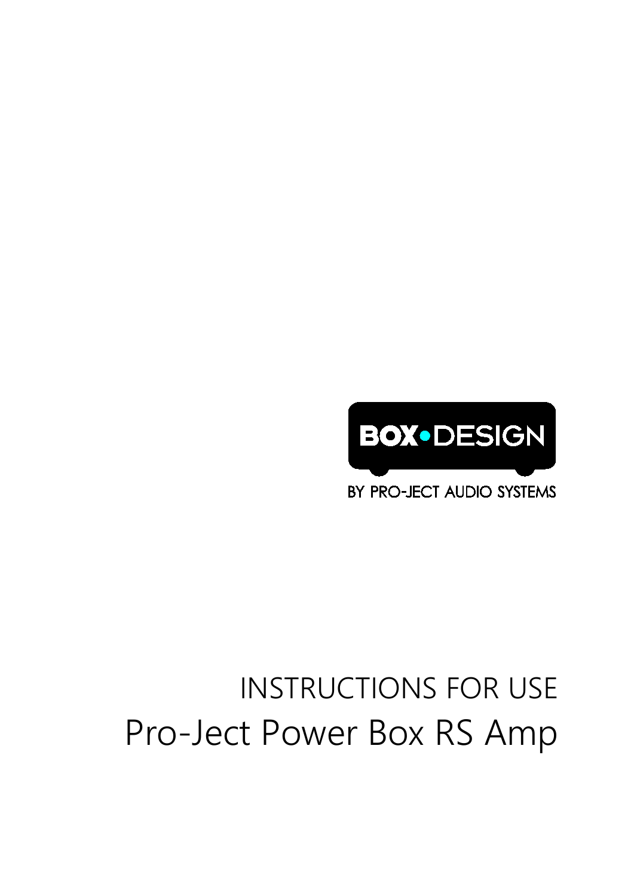BOX•DESIGN

BY PRO-JECT AUDIO SYSTEMS

INSTRUCTIONS FOR USE

# Pro-Ject Power Box RS Amp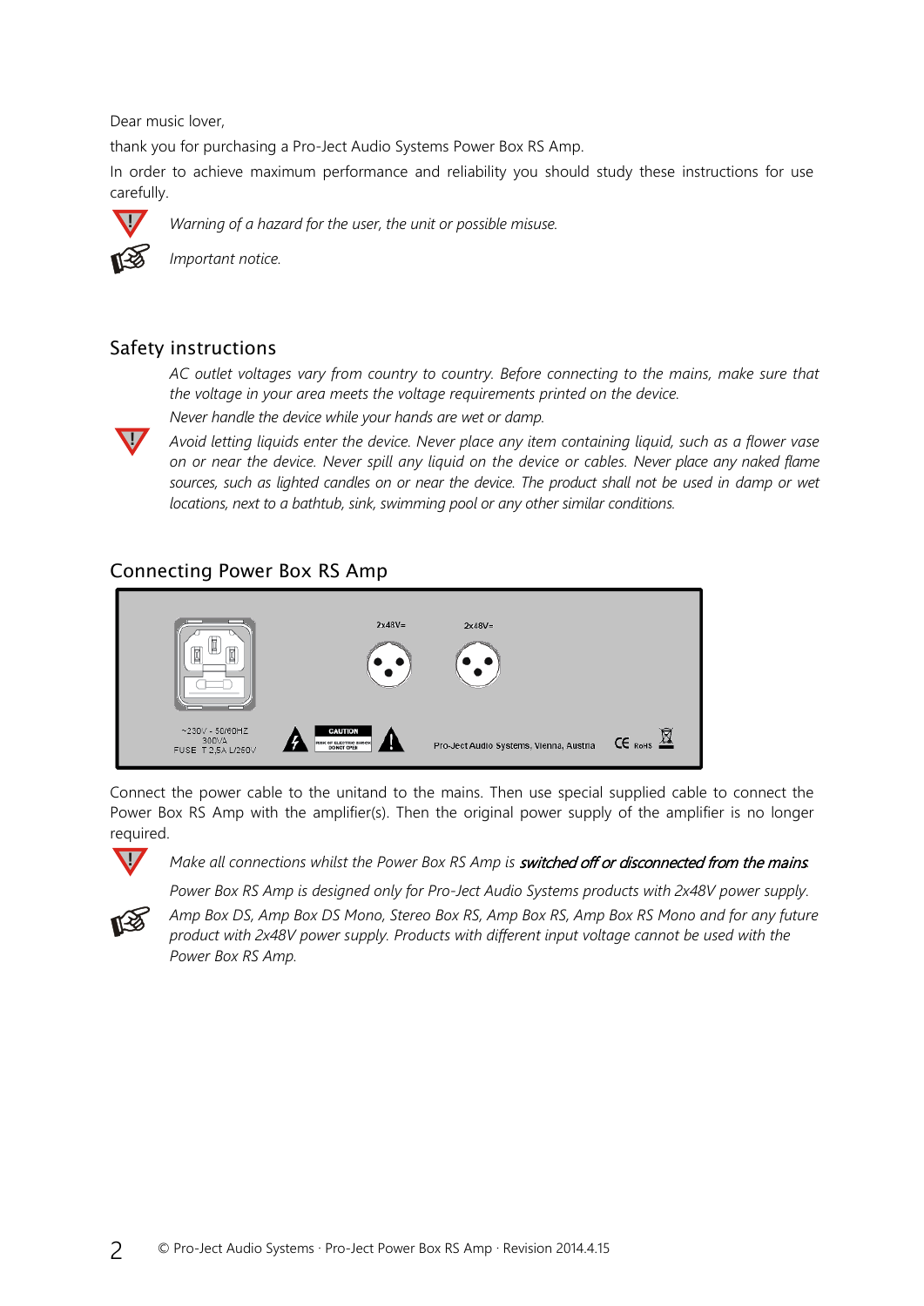Dear music lover,

thank you for purchasing a Pro-Ject Audio Systems Power Box RS Amp.

In order to achieve maximum performance and reliability you should study these instructions for use carefully.

*Warning of a hazard for the user, the unit or possible misuse.*

*Important notice.*

## Safety instructions

*AC outlet voltages vary from country to country. Before connecting to the mains, make sure that the voltage in your area meets the voltage requirements printed on the device.*

*Never handle the device while your hands are wet or damp.*

*Avoid letting liquids enter the device. Never place any item containing liquid, such as a flower vase on or near the device. Never spill any liquid on the device or cables. Never place any naked flame sources, such as lighted candles on or near the device. The product shall not be used in damp or wet locations, next to a bathtub, sink, swimming pool or any other similar conditions.*

## Connecting Power Box RS Amp

2x48V=

2x48V=

~230V - 50/60HZ
300VA
FUSE T 2,5A L/250V

CAUTION
RISK OF ELECTRIC SHOCK
DO NOT OPEN

Pro-Ject Audio Systems, Vienna, Austria

CE RoHS

Connect the power cable to the unitand to the mains. Then use special supplied cable to connect the Power Box RS Amp with the amplifier(s). Then the original power supply of the amplifier is no longer required.

*Make all connections whilst the Power Box RS Amp is* ***switched off or disconnected from the mains.***

*Power Box RS Amp is designed only for Pro-Ject Audio Systems products with 2x48V power supply. Amp Box DS, Amp Box DS Mono, Stereo Box RS, Amp Box RS, Amp Box RS Mono and for any future product with 2x48V power supply. Products with different input voltage cannot be used with the Power Box RS Amp.*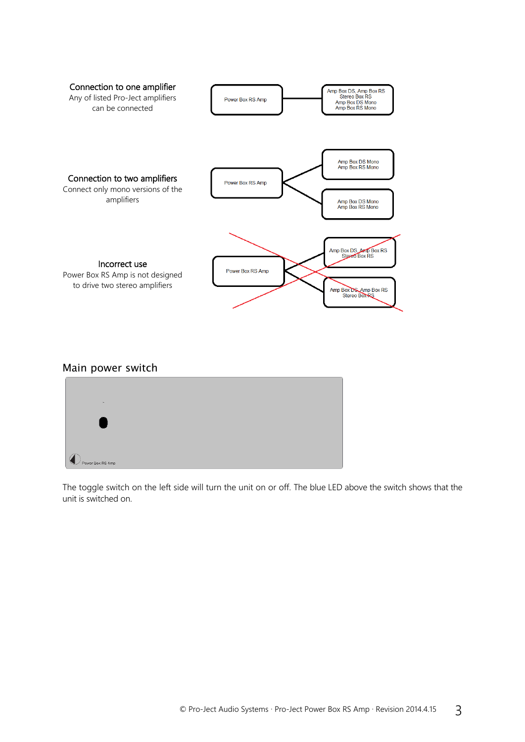**Connection to one amplifier**
Any of listed Pro-Ject amplifiers can be connected

Power Box RS Amp

Amp Box DS, Amp Box RS
Stereo Box RS
Amp Box DS Mono
Amp Box RS Mono

**Connection to two amplifiers**
Connect only mono versions of the amplifiers

Power Box RS Amp

Amp Box DS Mono
Amp Box RS Mono

Amp Box DS Mono
Amp Box RS Mono

**Incorrect use**
Power Box RS Amp is not designed to drive two stereo amplifiers

Power Box RS Amp

Amp Box DS, Amp Box RS
Stereo Box RS

Amp Box DS, Amp Box RS
Stereo Box RS

## Main power switch

Power Box RS Amp

The toggle switch on the left side will turn the unit on or off. The blue LED above the switch shows that the unit is switched on.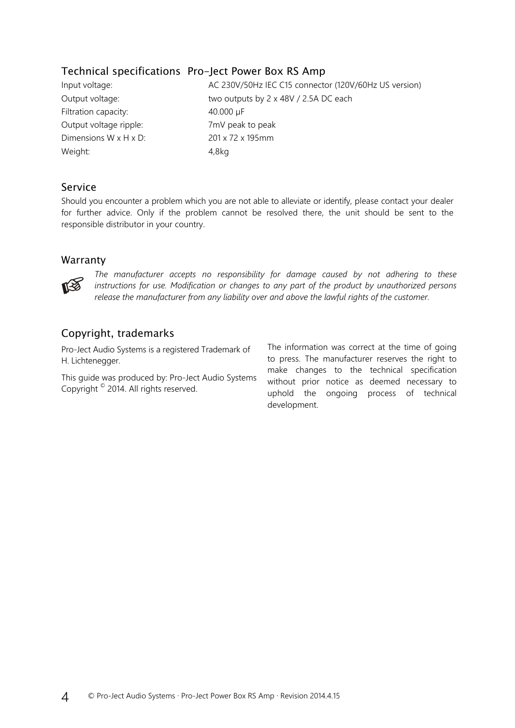## Technical specifications Pro-Ject Power Box RS Amp

| | |
|---|---|
| Input voltage: | AC 230V/50Hz IEC C15 connector (120V/60Hz US version) |
| Output voltage: | two outputs by 2 x 48V / 2.5A DC each |
| Filtration capacity: | 40.000 µF |
| Output voltage ripple: | 7mV peak to peak |
| Dimensions W x H x D: | 201 x 72 x 195mm |
| Weight: | 4,8kg |

## Service

Should you encounter a problem which you are not able to alleviate or identify, please contact your dealer for further advice. Only if the problem cannot be resolved there, the unit should be sent to the responsible distributor in your country.

## Warranty

*The manufacturer accepts no responsibility for damage caused by not adhering to these instructions for use. Modification or changes to any part of the product by unauthorized persons release the manufacturer from any liability over and above the lawful rights of the customer.*

## Copyright, trademarks

Pro-Ject Audio Systems is a registered Trademark of H. Lichtenegger.

This guide was produced by: Pro-Ject Audio Systems Copyright © 2014. All rights reserved.

The information was correct at the time of going to press. The manufacturer reserves the right to make changes to the technical specification without prior notice as deemed necessary to uphold the ongoing process of technical development.